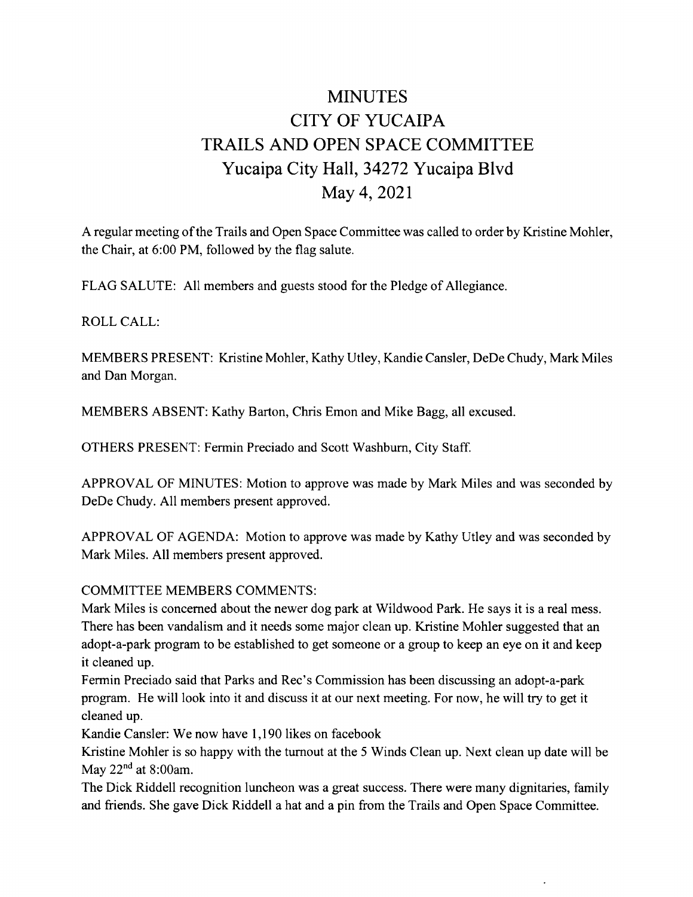# MINUTES
# CITY OF YUCAIPA
# TRAILS AND OPEN SPACE COMMITTEE
## Yucaipa City Hall, 34272 Yucaipa Blvd
## May 4, 2021

A regular meeting of the Trails and Open Space Committee was called to order by Kristine Mohler, the Chair, at 6:00 PM, followed by the flag salute.

FLAG SALUTE: All members and guests stood for the Pledge of Allegiance.

ROLL CALL:

MEMBERS PRESENT: Kristine Mohler, Kathy Utley, Kandie Cansler, DeDe Chudy, Mark Miles and Dan Morgan.

MEMBERS ABSENT: Kathy Barton, Chris Emon and Mike Bagg, all excused.

OTHERS PRESENT: Fermin Preciado and Scott Washburn, City Staff.

APPROVAL OF MINUTES: Motion to approve was made by Mark Miles and was seconded by DeDe Chudy. All members present approved.

APPROVAL OF AGENDA: Motion to approve was made by Kathy Utley and was seconded by Mark Miles. All members present approved.

COMMITTEE MEMBERS COMMENTS:

Mark Miles is concerned about the newer dog park at Wildwood Park. He says it is a real mess. There has been vandalism and it needs some major clean up. Kristine Mohler suggested that an adopt-a-park program to be established to get someone or a group to keep an eye on it and keep it cleaned up.

Fermin Preciado said that Parks and Rec's Commission has been discussing an adopt-a-park program. He will look into it and discuss it at our next meeting. For now, he will try to get it cleaned up.

Kandie Cansler: We now have 1,190 likes on facebook

Kristine Mohler is so happy with the turnout at the 5 Winds Clean up. Next clean up date will be May 22nd at 8:00am.

The Dick Riddell recognition luncheon was a great success. There were many dignitaries, family and friends. She gave Dick Riddell a hat and a pin from the Trails and Open Space Committee.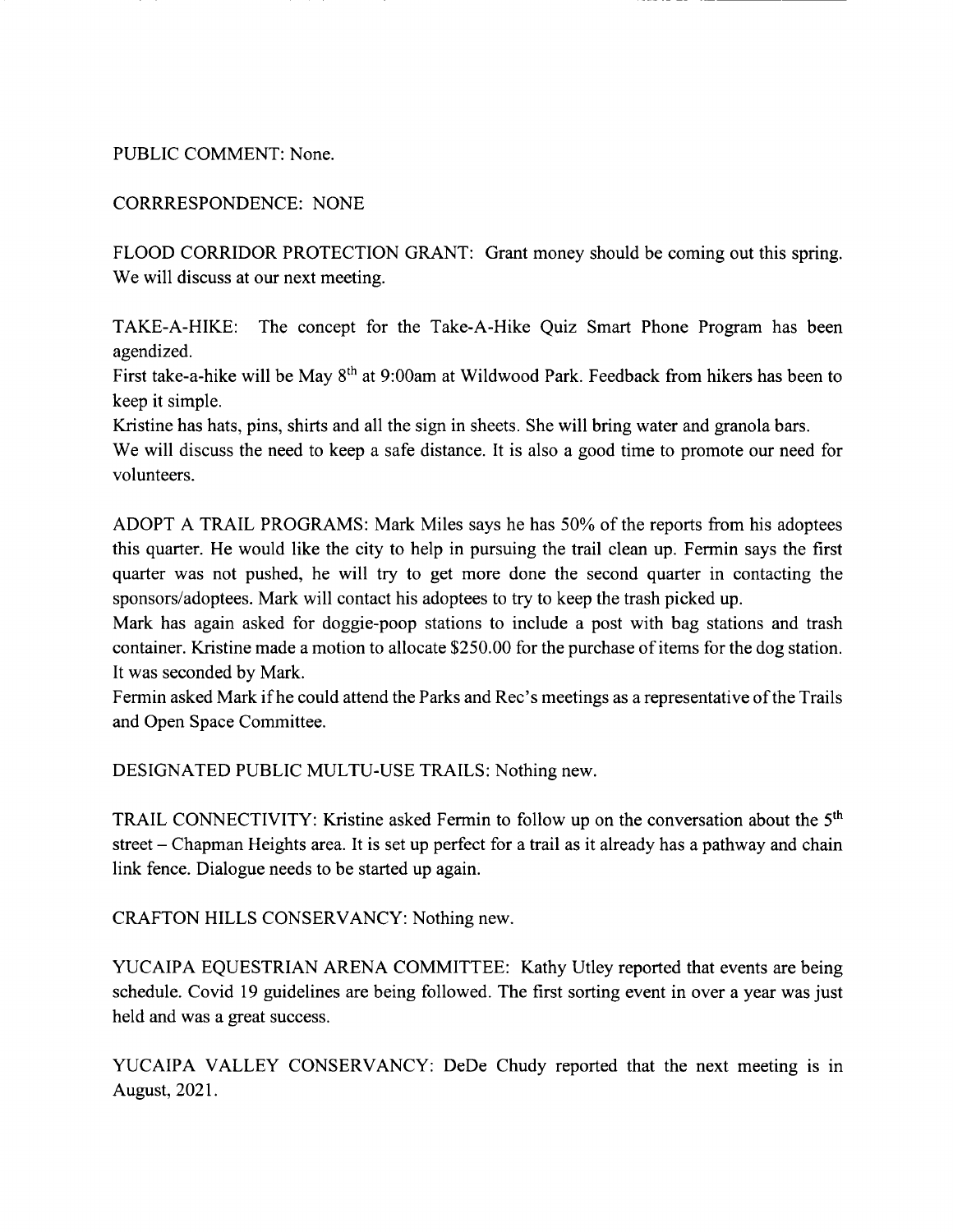PUBLIC COMMENT: None.

CORRRESPONDENCE: NONE

FLOOD CORRIDOR PROTECTION GRANT: Grant money should be coming out this spring. We will discuss at our next meeting.

TAKE-A-HIKE: The concept for the Take-A-Hike Quiz Smart Phone Program has been agendized.

First take-a-hike will be May 8th at 9:00am at Wildwood Park. Feedback from hikers has been to keep it simple.

Kristine has hats, pins, shirts and all the sign in sheets. She will bring water and granola bars.

We will discuss the need to keep a safe distance. It is also a good time to promote our need for volunteers.

ADOPT A TRAIL PROGRAMS: Mark Miles says he has 50% of the reports from his adoptees this quarter. He would like the city to help in pursuing the trail clean up. Fermin says the first quarter was not pushed, he will try to get more done the second quarter in contacting the sponsors/adoptees. Mark will contact his adoptees to try to keep the trash picked up.

Mark has again asked for doggie-poop stations to include a post with bag stations and trash container. Kristine made a motion to allocate $250.00 for the purchase of items for the dog station. It was seconded by Mark.

Fermin asked Mark if he could attend the Parks and Rec's meetings as a representative of the Trails and Open Space Committee.

DESIGNATED PUBLIC MULTU-USE TRAILS: Nothing new.

TRAIL CONNECTIVITY: Kristine asked Fermin to follow up on the conversation about the 5th street – Chapman Heights area. It is set up perfect for a trail as it already has a pathway and chain link fence. Dialogue needs to be started up again.

CRAFTON HILLS CONSERVANCY: Nothing new.

YUCAIPA EQUESTRIAN ARENA COMMITTEE: Kathy Utley reported that events are being schedule. Covid 19 guidelines are being followed. The first sorting event in over a year was just held and was a great success.

YUCAIPA VALLEY CONSERVANCY: DeDe Chudy reported that the next meeting is in August, 2021.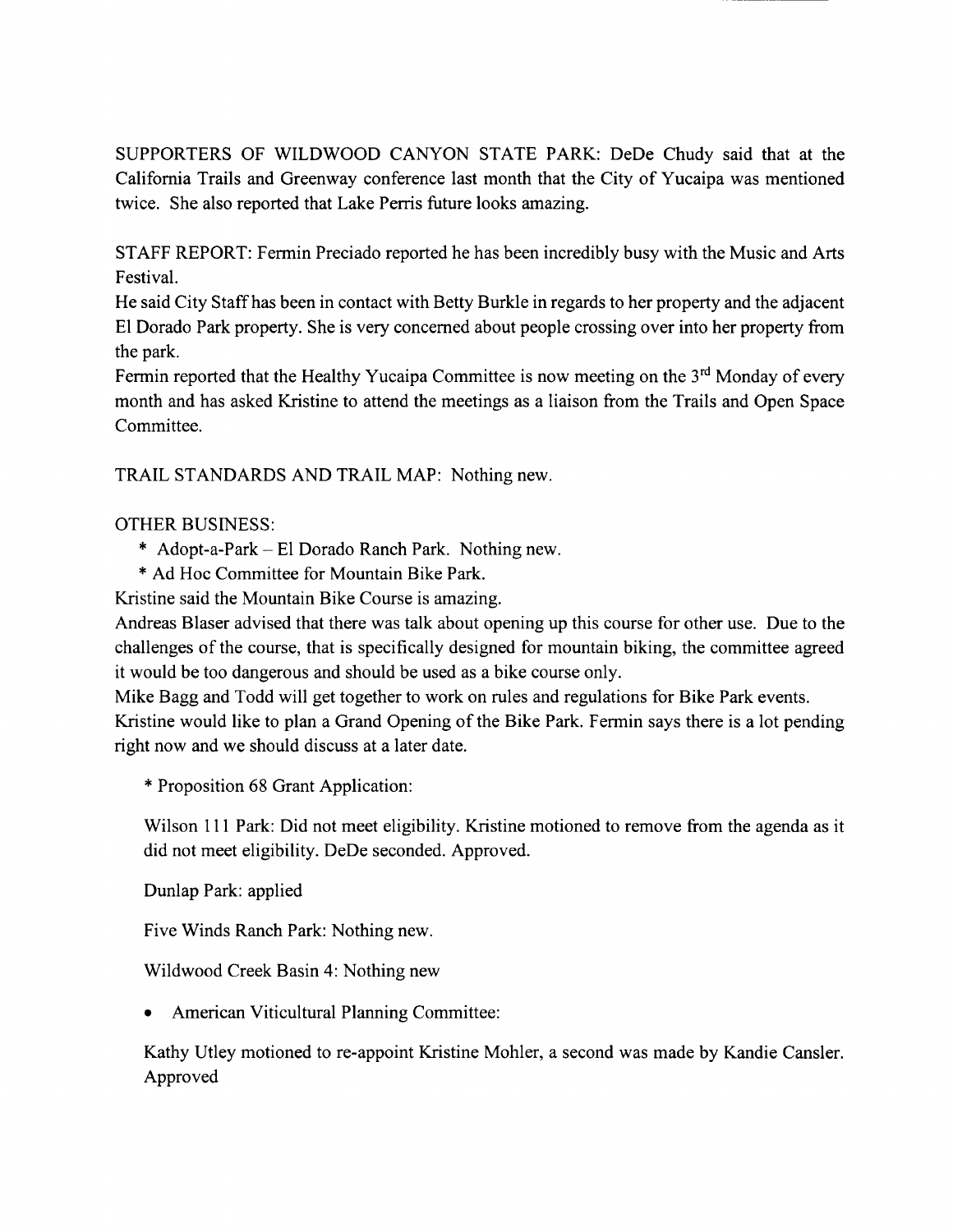SUPPORTERS OF WILDWOOD CANYON STATE PARK: DeDe Chudy said that at the California Trails and Greenway conference last month that the City of Yucaipa was mentioned twice. She also reported that Lake Perris future looks amazing.

STAFF REPORT: Fermin Preciado reported he has been incredibly busy with the Music and Arts Festival.
He said City Staff has been in contact with Betty Burkle in regards to her property and the adjacent El Dorado Park property. She is very concerned about people crossing over into her property from the park.
Fermin reported that the Healthy Yucaipa Committee is now meeting on the 3rd Monday of every month and has asked Kristine to attend the meetings as a liaison from the Trails and Open Space Committee.

TRAIL STANDARDS AND TRAIL MAP: Nothing new.

OTHER BUSINESS:

* Adopt-a-Park – El Dorado Ranch Park. Nothing new.
* Ad Hoc Committee for Mountain Bike Park.

Kristine said the Mountain Bike Course is amazing.
Andreas Blaser advised that there was talk about opening up this course for other use. Due to the challenges of the course, that is specifically designed for mountain biking, the committee agreed it would be too dangerous and should be used as a bike course only.
Mike Bagg and Todd will get together to work on rules and regulations for Bike Park events.
Kristine would like to plan a Grand Opening of the Bike Park. Fermin says there is a lot pending right now and we should discuss at a later date.

* Proposition 68 Grant Application:

Wilson 111 Park: Did not meet eligibility. Kristine motioned to remove from the agenda as it did not meet eligibility. DeDe seconded. Approved.

Dunlap Park: applied

Five Winds Ranch Park: Nothing new.

Wildwood Creek Basin 4: Nothing new

- American Viticultural Planning Committee:

Kathy Utley motioned to re-appoint Kristine Mohler, a second was made by Kandie Cansler. Approved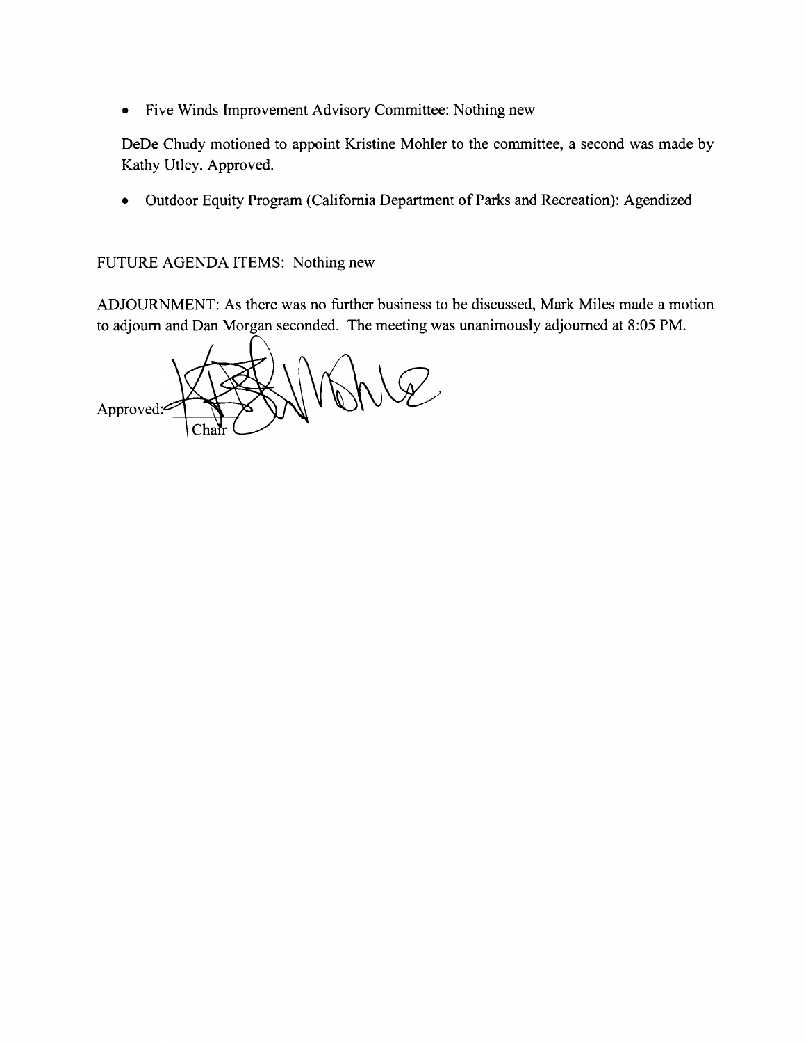- Five Winds Improvement Advisory Committee: Nothing new

DeDe Chudy motioned to appoint Kristine Mohler to the committee, a second was made by Kathy Utley. Approved.

- Outdoor Equity Program (California Department of Parks and Recreation): Agendized

FUTURE AGENDA ITEMS: Nothing new

ADJOURNMENT: As there was no further business to be discussed, Mark Miles made a motion to adjourn and Dan Morgan seconded. The meeting was unanimously adjourned at 8:05 PM.

Approved: ____________________
Chair